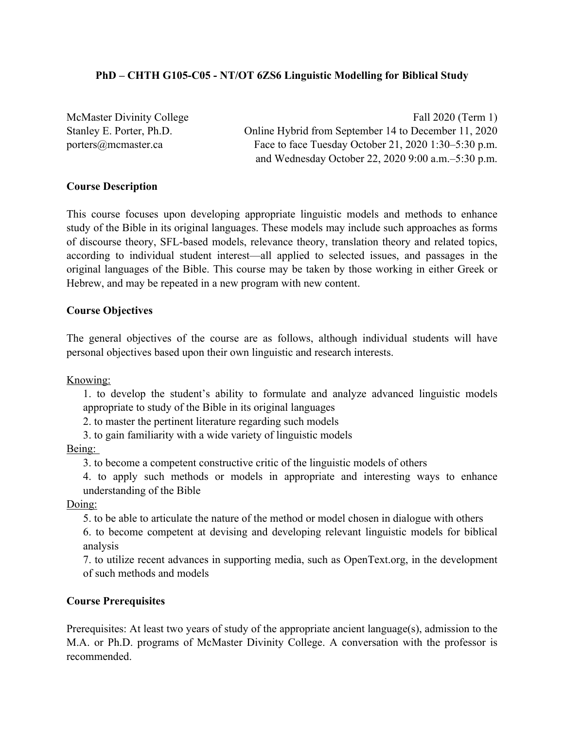**PhD – CHTH G105-C05 - NT/OT 6ZS6 Linguistic Modelling for Biblical Study**

McMaster Divinity College
Stanley E. Porter, Ph.D.
porters@mcmaster.ca

Fall 2020 (Term 1)
Online Hybrid from September 14 to December 11, 2020
Face to face Tuesday October 21, 2020 1:30–5:30 p.m.
and Wednesday October 22, 2020 9:00 a.m.–5:30 p.m.

**Course Description**

This course focuses upon developing appropriate linguistic models and methods to enhance study of the Bible in its original languages. These models may include such approaches as forms of discourse theory, SFL-based models, relevance theory, translation theory and related topics, according to individual student interest—all applied to selected issues, and passages in the original languages of the Bible. This course may be taken by those working in either Greek or Hebrew, and may be repeated in a new program with new content.

**Course Objectives**

The general objectives of the course are as follows, although individual students will have personal objectives based upon their own linguistic and research interests.

<u>Knowing:</u>

1. to develop the student's ability to formulate and analyze advanced linguistic models appropriate to study of the Bible in its original languages
2. to master the pertinent literature regarding such models
3. to gain familiarity with a wide variety of linguistic models

<u>Being:</u>

3. to become a competent constructive critic of the linguistic models of others
4. to apply such methods or models in appropriate and interesting ways to enhance understanding of the Bible

<u>Doing:</u>

5. to be able to articulate the nature of the method or model chosen in dialogue with others
6. to become competent at devising and developing relevant linguistic models for biblical analysis
7. to utilize recent advances in supporting media, such as OpenText.org, in the development of such methods and models

**Course Prerequisites**

Prerequisites: At least two years of study of the appropriate ancient language(s), admission to the M.A. or Ph.D. programs of McMaster Divinity College. A conversation with the professor is recommended.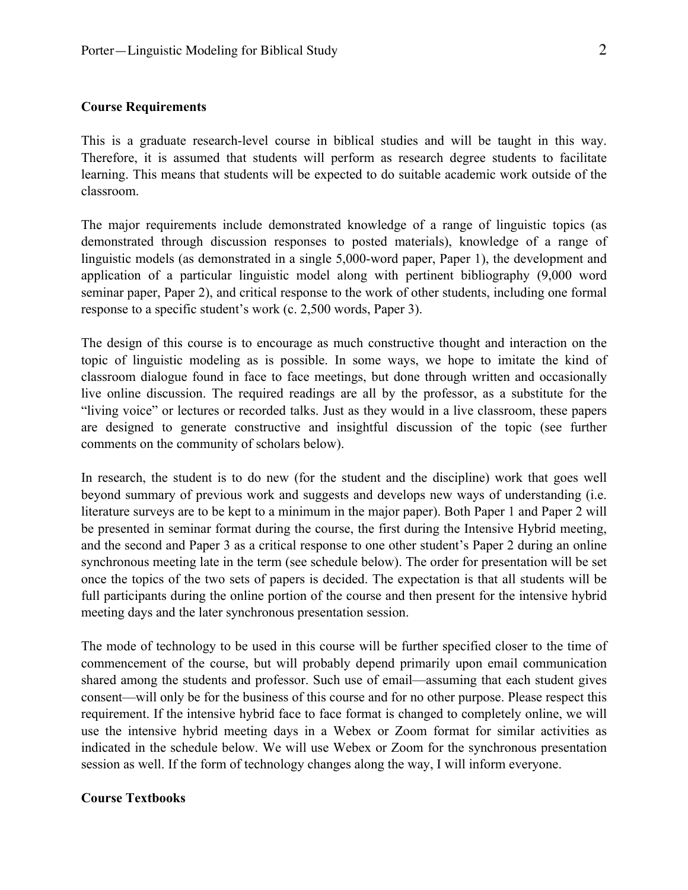**Course Requirements**

This is a graduate research-level course in biblical studies and will be taught in this way. Therefore, it is assumed that students will perform as research degree students to facilitate learning. This means that students will be expected to do suitable academic work outside of the classroom.

The major requirements include demonstrated knowledge of a range of linguistic topics (as demonstrated through discussion responses to posted materials), knowledge of a range of linguistic models (as demonstrated in a single 5,000-word paper, Paper 1), the development and application of a particular linguistic model along with pertinent bibliography (9,000 word seminar paper, Paper 2), and critical response to the work of other students, including one formal response to a specific student's work (c. 2,500 words, Paper 3).

The design of this course is to encourage as much constructive thought and interaction on the topic of linguistic modeling as is possible. In some ways, we hope to imitate the kind of classroom dialogue found in face to face meetings, but done through written and occasionally live online discussion. The required readings are all by the professor, as a substitute for the "living voice" or lectures or recorded talks. Just as they would in a live classroom, these papers are designed to generate constructive and insightful discussion of the topic (see further comments on the community of scholars below).

In research, the student is to do new (for the student and the discipline) work that goes well beyond summary of previous work and suggests and develops new ways of understanding (i.e. literature surveys are to be kept to a minimum in the major paper). Both Paper 1 and Paper 2 will be presented in seminar format during the course, the first during the Intensive Hybrid meeting, and the second and Paper 3 as a critical response to one other student's Paper 2 during an online synchronous meeting late in the term (see schedule below). The order for presentation will be set once the topics of the two sets of papers is decided. The expectation is that all students will be full participants during the online portion of the course and then present for the intensive hybrid meeting days and the later synchronous presentation session.

The mode of technology to be used in this course will be further specified closer to the time of commencement of the course, but will probably depend primarily upon email communication shared among the students and professor. Such use of email—assuming that each student gives consent—will only be for the business of this course and for no other purpose. Please respect this requirement. If the intensive hybrid face to face format is changed to completely online, we will use the intensive hybrid meeting days in a Webex or Zoom format for similar activities as indicated in the schedule below. We will use Webex or Zoom for the synchronous presentation session as well. If the form of technology changes along the way, I will inform everyone.

**Course Textbooks**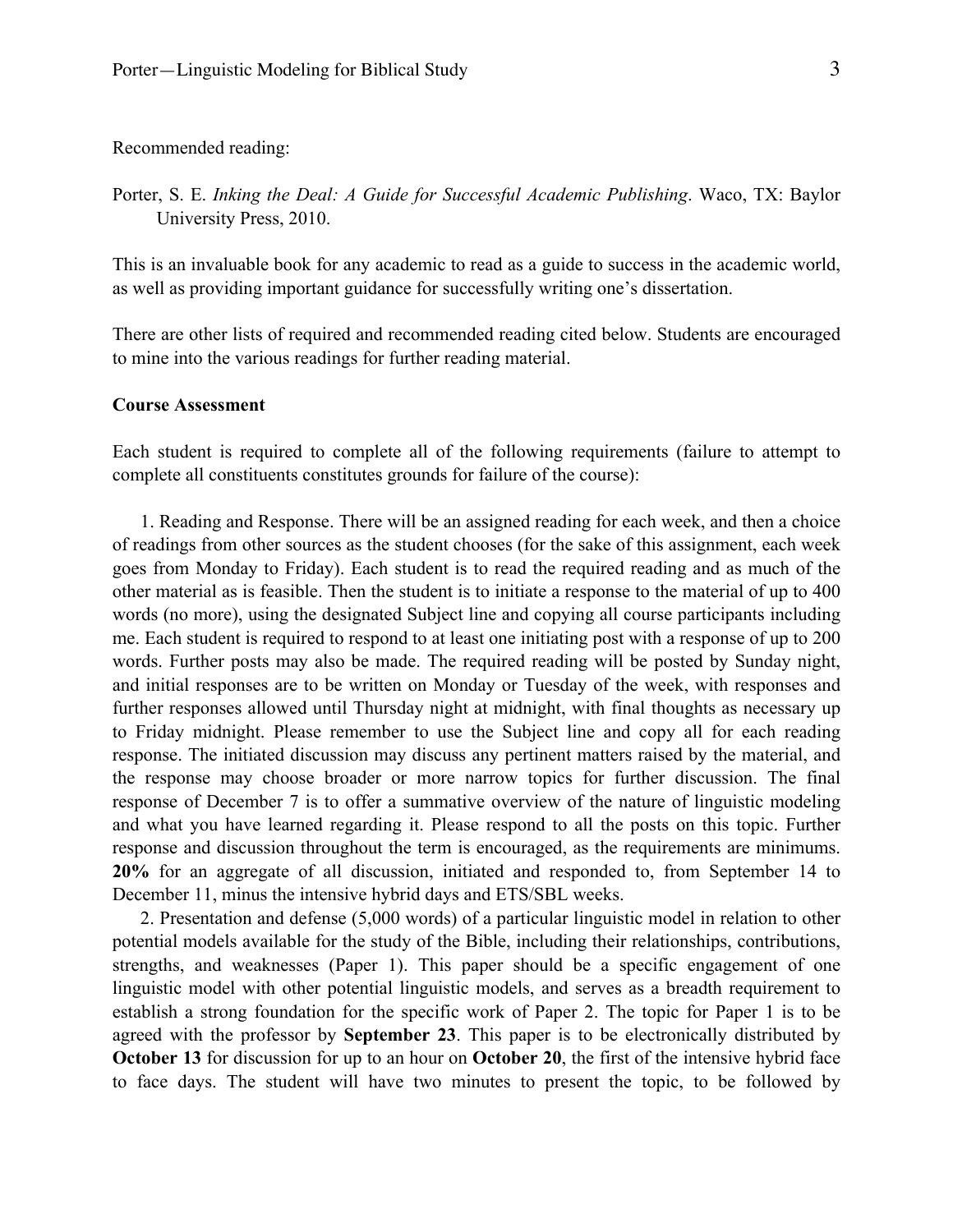Recommended reading:

Porter, S. E. *Inking the Deal: A Guide for Successful Academic Publishing*. Waco, TX: Baylor University Press, 2010.

This is an invaluable book for any academic to read as a guide to success in the academic world, as well as providing important guidance for successfully writing one's dissertation.

There are other lists of required and recommended reading cited below. Students are encouraged to mine into the various readings for further reading material.

**Course Assessment**

Each student is required to complete all of the following requirements (failure to attempt to complete all constituents constitutes grounds for failure of the course):

1. Reading and Response. There will be an assigned reading for each week, and then a choice of readings from other sources as the student chooses (for the sake of this assignment, each week goes from Monday to Friday). Each student is to read the required reading and as much of the other material as is feasible. Then the student is to initiate a response to the material of up to 400 words (no more), using the designated Subject line and copying all course participants including me. Each student is required to respond to at least one initiating post with a response of up to 200 words. Further posts may also be made. The required reading will be posted by Sunday night, and initial responses are to be written on Monday or Tuesday of the week, with responses and further responses allowed until Thursday night at midnight, with final thoughts as necessary up to Friday midnight. Please remember to use the Subject line and copy all for each reading response. The initiated discussion may discuss any pertinent matters raised by the material, and the response may choose broader or more narrow topics for further discussion. The final response of December 7 is to offer a summative overview of the nature of linguistic modeling and what you have learned regarding it. Please respond to all the posts on this topic. Further response and discussion throughout the term is encouraged, as the requirements are minimums. **20%** for an aggregate of all discussion, initiated and responded to, from September 14 to December 11, minus the intensive hybrid days and ETS/SBL weeks.

2. Presentation and defense (5,000 words) of a particular linguistic model in relation to other potential models available for the study of the Bible, including their relationships, contributions, strengths, and weaknesses (Paper 1). This paper should be a specific engagement of one linguistic model with other potential linguistic models, and serves as a breadth requirement to establish a strong foundation for the specific work of Paper 2. The topic for Paper 1 is to be agreed with the professor by **September 23**. This paper is to be electronically distributed by **October 13** for discussion for up to an hour on **October 20**, the first of the intensive hybrid face to face days. The student will have two minutes to present the topic, to be followed by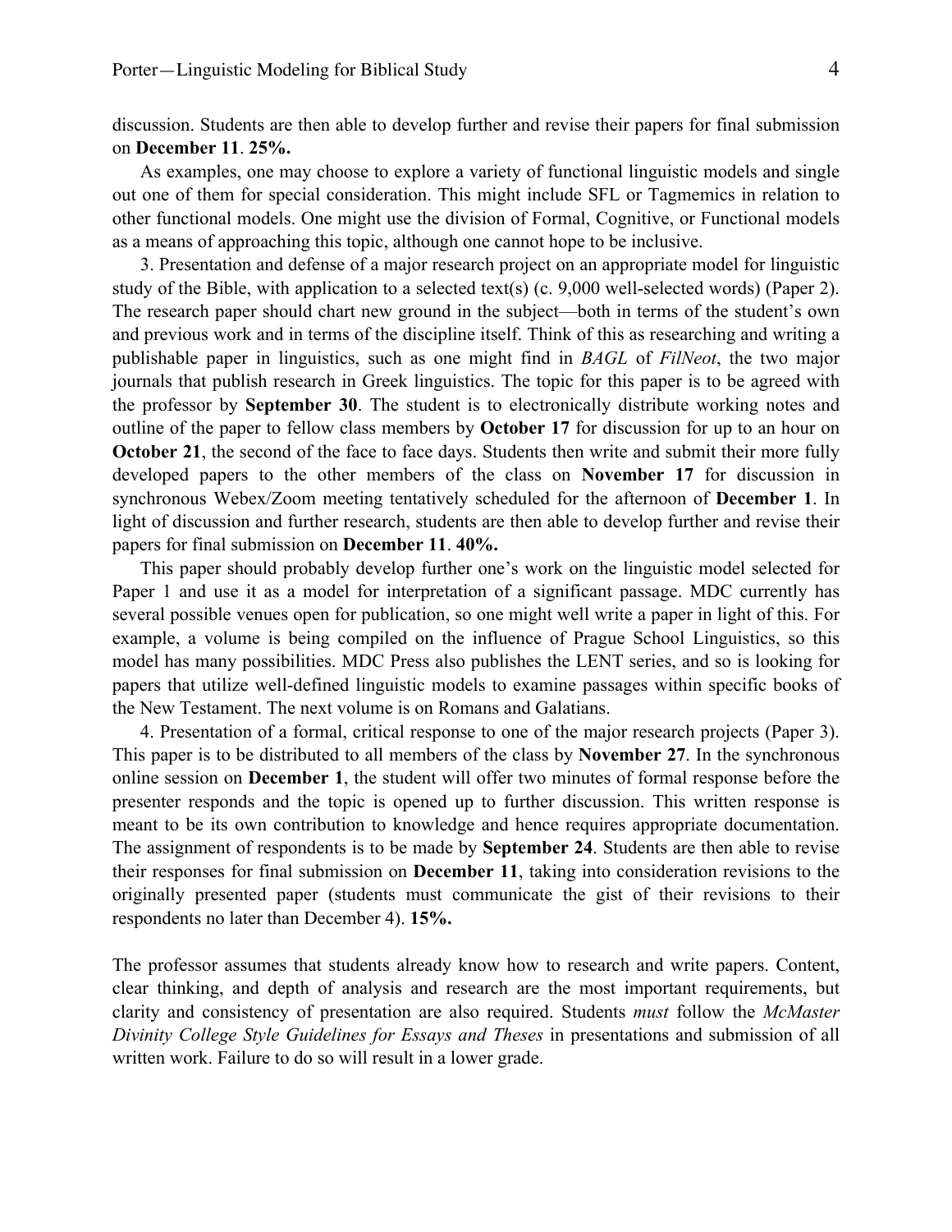discussion. Students are then able to develop further and revise their papers for final submission on **December 11**. **25%.**

As examples, one may choose to explore a variety of functional linguistic models and single out one of them for special consideration. This might include SFL or Tagmemics in relation to other functional models. One might use the division of Formal, Cognitive, or Functional models as a means of approaching this topic, although one cannot hope to be inclusive.

3. Presentation and defense of a major research project on an appropriate model for linguistic study of the Bible, with application to a selected text(s) (c. 9,000 well-selected words) (Paper 2). The research paper should chart new ground in the subject—both in terms of the student's own and previous work and in terms of the discipline itself. Think of this as researching and writing a publishable paper in linguistics, such as one might find in *BAGL* of *FilNeot*, the two major journals that publish research in Greek linguistics. The topic for this paper is to be agreed with the professor by **September 30**. The student is to electronically distribute working notes and outline of the paper to fellow class members by **October 17** for discussion for up to an hour on **October 21**, the second of the face to face days. Students then write and submit their more fully developed papers to the other members of the class on **November 17** for discussion in synchronous Webex/Zoom meeting tentatively scheduled for the afternoon of **December 1**. In light of discussion and further research, students are then able to develop further and revise their papers for final submission on **December 11**. **40%.**

This paper should probably develop further one's work on the linguistic model selected for Paper 1 and use it as a model for interpretation of a significant passage. MDC currently has several possible venues open for publication, so one might well write a paper in light of this. For example, a volume is being compiled on the influence of Prague School Linguistics, so this model has many possibilities. MDC Press also publishes the LENT series, and so is looking for papers that utilize well-defined linguistic models to examine passages within specific books of the New Testament. The next volume is on Romans and Galatians.

4. Presentation of a formal, critical response to one of the major research projects (Paper 3). This paper is to be distributed to all members of the class by **November 27**. In the synchronous online session on **December 1**, the student will offer two minutes of formal response before the presenter responds and the topic is opened up to further discussion. This written response is meant to be its own contribution to knowledge and hence requires appropriate documentation. The assignment of respondents is to be made by **September 24**. Students are then able to revise their responses for final submission on **December 11**, taking into consideration revisions to the originally presented paper (students must communicate the gist of their revisions to their respondents no later than December 4). **15%.**

The professor assumes that students already know how to research and write papers. Content, clear thinking, and depth of analysis and research are the most important requirements, but clarity and consistency of presentation are also required. Students *must* follow the *McMaster Divinity College Style Guidelines for Essays and Theses* in presentations and submission of all written work. Failure to do so will result in a lower grade.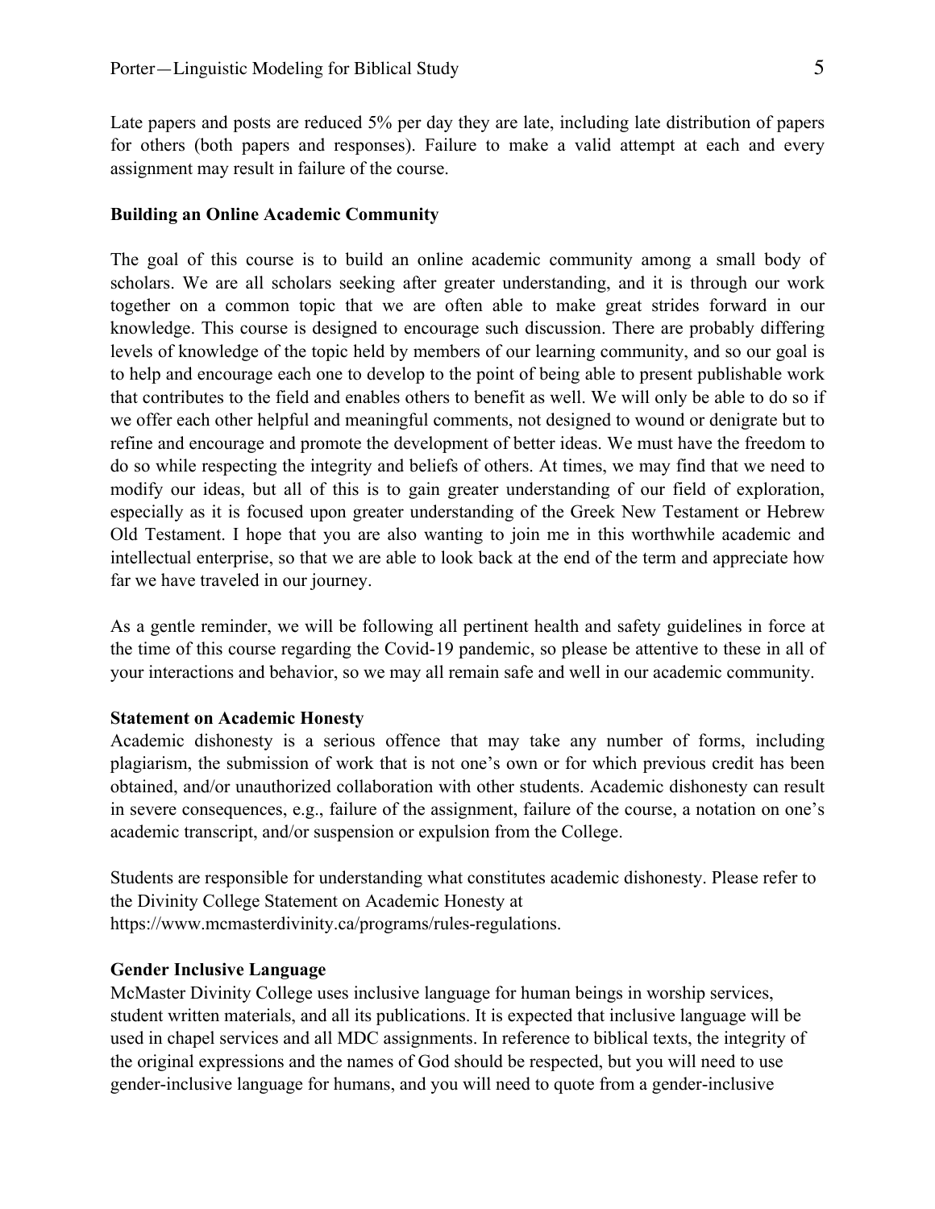Late papers and posts are reduced 5% per day they are late, including late distribution of papers for others (both papers and responses). Failure to make a valid attempt at each and every assignment may result in failure of the course.

**Building an Online Academic Community**

The goal of this course is to build an online academic community among a small body of scholars. We are all scholars seeking after greater understanding, and it is through our work together on a common topic that we are often able to make great strides forward in our knowledge. This course is designed to encourage such discussion. There are probably differing levels of knowledge of the topic held by members of our learning community, and so our goal is to help and encourage each one to develop to the point of being able to present publishable work that contributes to the field and enables others to benefit as well. We will only be able to do so if we offer each other helpful and meaningful comments, not designed to wound or denigrate but to refine and encourage and promote the development of better ideas. We must have the freedom to do so while respecting the integrity and beliefs of others. At times, we may find that we need to modify our ideas, but all of this is to gain greater understanding of our field of exploration, especially as it is focused upon greater understanding of the Greek New Testament or Hebrew Old Testament. I hope that you are also wanting to join me in this worthwhile academic and intellectual enterprise, so that we are able to look back at the end of the term and appreciate how far we have traveled in our journey.

As a gentle reminder, we will be following all pertinent health and safety guidelines in force at the time of this course regarding the Covid-19 pandemic, so please be attentive to these in all of your interactions and behavior, so we may all remain safe and well in our academic community.

**Statement on Academic Honesty**

Academic dishonesty is a serious offence that may take any number of forms, including plagiarism, the submission of work that is not one's own or for which previous credit has been obtained, and/or unauthorized collaboration with other students. Academic dishonesty can result in severe consequences, e.g., failure of the assignment, failure of the course, a notation on one's academic transcript, and/or suspension or expulsion from the College.

Students are responsible for understanding what constitutes academic dishonesty. Please refer to the Divinity College Statement on Academic Honesty at https://www.mcmasterdivinity.ca/programs/rules-regulations.

**Gender Inclusive Language**

McMaster Divinity College uses inclusive language for human beings in worship services, student written materials, and all its publications. It is expected that inclusive language will be used in chapel services and all MDC assignments. In reference to biblical texts, the integrity of the original expressions and the names of God should be respected, but you will need to use gender-inclusive language for humans, and you will need to quote from a gender-inclusive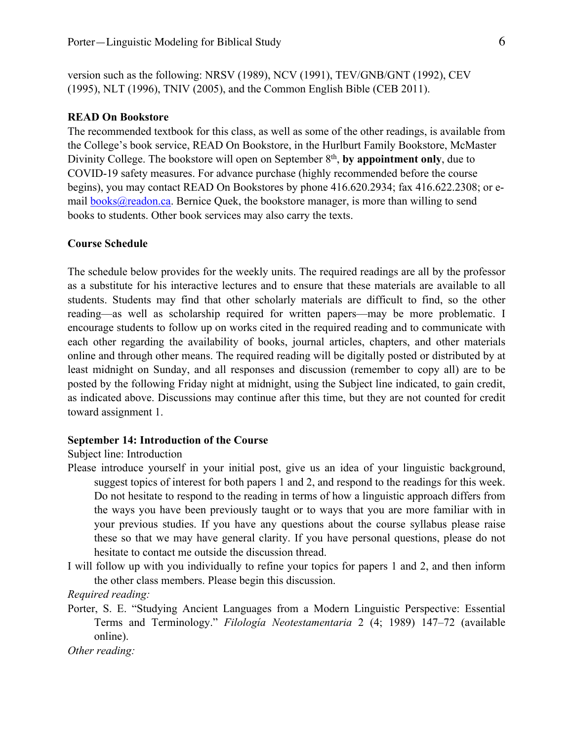version such as the following: NRSV (1989), NCV (1991), TEV/GNB/GNT (1992), CEV (1995), NLT (1996), TNIV (2005), and the Common English Bible (CEB 2011).

**READ On Bookstore**

The recommended textbook for this class, as well as some of the other readings, is available from the College's book service, READ On Bookstore, in the Hurlburt Family Bookstore, McMaster Divinity College. The bookstore will open on September 8th, **by appointment only**, due to COVID-19 safety measures. For advance purchase (highly recommended before the course begins), you may contact READ On Bookstores by phone 416.620.2934; fax 416.622.2308; or e-mail books@readon.ca. Bernice Quek, the bookstore manager, is more than willing to send books to students. Other book services may also carry the texts.

**Course Schedule**

The schedule below provides for the weekly units. The required readings are all by the professor as a substitute for his interactive lectures and to ensure that these materials are available to all students. Students may find that other scholarly materials are difficult to find, so the other reading—as well as scholarship required for written papers—may be more problematic. I encourage students to follow up on works cited in the required reading and to communicate with each other regarding the availability of books, journal articles, chapters, and other materials online and through other means. The required reading will be digitally posted or distributed by at least midnight on Sunday, and all responses and discussion (remember to copy all) are to be posted by the following Friday night at midnight, using the Subject line indicated, to gain credit, as indicated above. Discussions may continue after this time, but they are not counted for credit toward assignment 1.

**September 14: Introduction of the Course**

Subject line: Introduction

Please introduce yourself in your initial post, give us an idea of your linguistic background, suggest topics of interest for both papers 1 and 2, and respond to the readings for this week. Do not hesitate to respond to the reading in terms of how a linguistic approach differs from the ways you have been previously taught or to ways that you are more familiar with in your previous studies. If you have any questions about the course syllabus please raise these so that we may have general clarity. If you have personal questions, please do not hesitate to contact me outside the discussion thread.

I will follow up with you individually to refine your topics for papers 1 and 2, and then inform the other class members. Please begin this discussion.

*Required reading:*

Porter, S. E. "Studying Ancient Languages from a Modern Linguistic Perspective: Essential Terms and Terminology." *Filología Neotestamentaria* 2 (4; 1989) 147–72 (available online).

*Other reading:*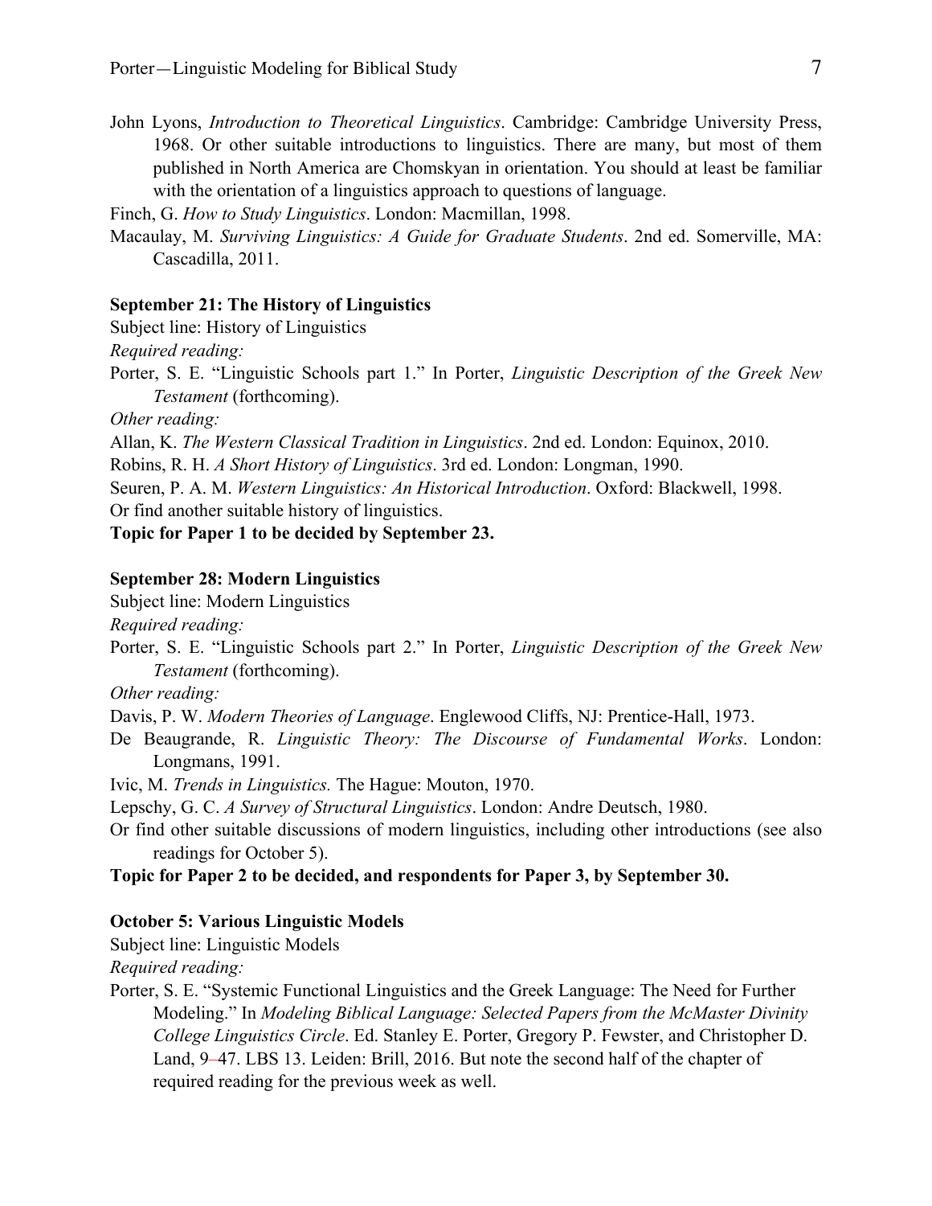John Lyons, *Introduction to Theoretical Linguistics*. Cambridge: Cambridge University Press, 1968. Or other suitable introductions to linguistics. There are many, but most of them published in North America are Chomskyan in orientation. You should at least be familiar with the orientation of a linguistics approach to questions of language.

Finch, G. *How to Study Linguistics*. London: Macmillan, 1998.

Macaulay, M. *Surviving Linguistics: A Guide for Graduate Students*. 2nd ed. Somerville, MA: Cascadilla, 2011.

**September 21: The History of Linguistics**

Subject line: History of Linguistics

*Required reading:*

Porter, S. E. "Linguistic Schools part 1." In Porter, *Linguistic Description of the Greek New Testament* (forthcoming).

*Other reading:*

Allan, K. *The Western Classical Tradition in Linguistics*. 2nd ed. London: Equinox, 2010.

Robins, R. H. *A Short History of Linguistics*. 3rd ed. London: Longman, 1990.

Seuren, P. A. M. *Western Linguistics: An Historical Introduction*. Oxford: Blackwell, 1998.

Or find another suitable history of linguistics.

**Topic for Paper 1 to be decided by September 23.**

**September 28: Modern Linguistics**

Subject line: Modern Linguistics

*Required reading:*

Porter, S. E. "Linguistic Schools part 2." In Porter, *Linguistic Description of the Greek New Testament* (forthcoming).

*Other reading:*

Davis, P. W. *Modern Theories of Language*. Englewood Cliffs, NJ: Prentice-Hall, 1973.

De Beaugrande, R. *Linguistic Theory: The Discourse of Fundamental Works*. London: Longmans, 1991.

Ivic, M. *Trends in Linguistics.* The Hague: Mouton, 1970.

Lepschy, G. C. *A Survey of Structural Linguistics*. London: Andre Deutsch, 1980.

Or find other suitable discussions of modern linguistics, including other introductions (see also readings for October 5).

**Topic for Paper 2 to be decided, and respondents for Paper 3, by September 30.**

**October 5: Various Linguistic Models**

Subject line: Linguistic Models

*Required reading:*

Porter, S. E. "Systemic Functional Linguistics and the Greek Language: The Need for Further Modeling." In *Modeling Biblical Language: Selected Papers from the McMaster Divinity College Linguistics Circle*. Ed. Stanley E. Porter, Gregory P. Fewster, and Christopher D. Land, 9–47. LBS 13. Leiden: Brill, 2016. But note the second half of the chapter of required reading for the previous week as well.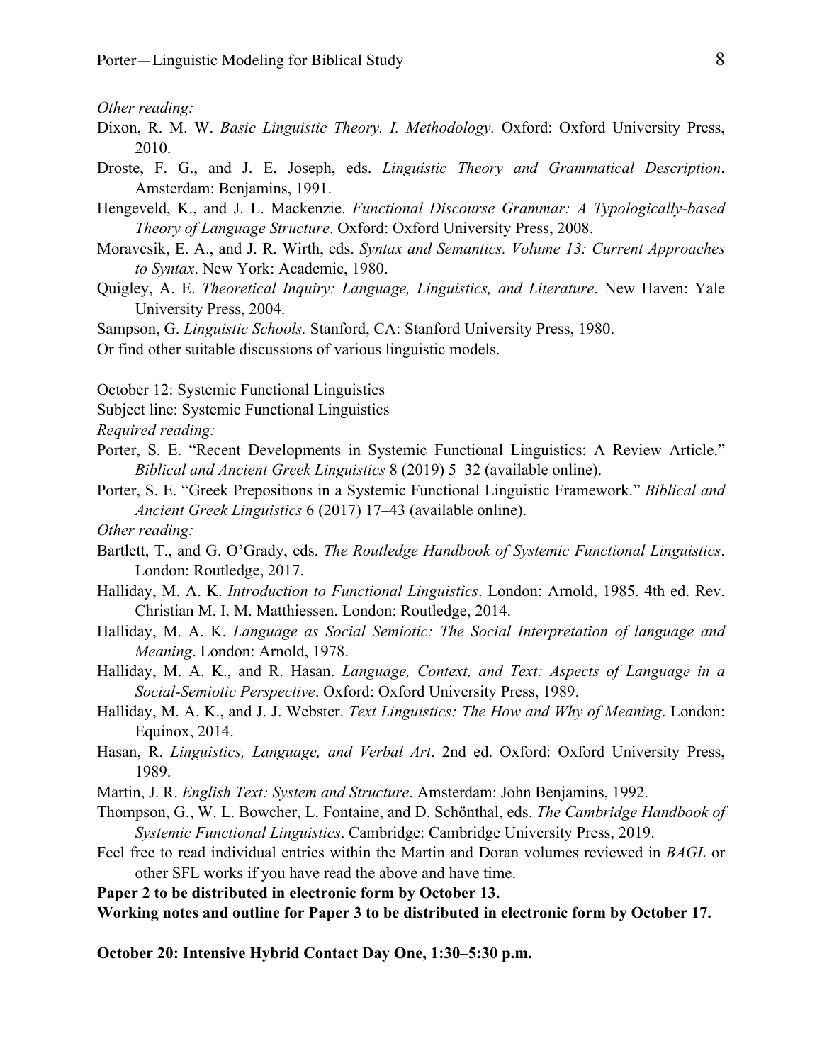*Other reading:*

Dixon, R. M. W. *Basic Linguistic Theory. I. Methodology.* Oxford: Oxford University Press, 2010.

Droste, F. G., and J. E. Joseph, eds. *Linguistic Theory and Grammatical Description*. Amsterdam: Benjamins, 1991.

Hengeveld, K., and J. L. Mackenzie. *Functional Discourse Grammar: A Typologically-based Theory of Language Structure*. Oxford: Oxford University Press, 2008.

Moravcsik, E. A., and J. R. Wirth, eds. *Syntax and Semantics. Volume 13: Current Approaches to Syntax*. New York: Academic, 1980.

Quigley, A. E. *Theoretical Inquiry: Language, Linguistics, and Literature*. New Haven: Yale University Press, 2004.

Sampson, G. *Linguistic Schools.* Stanford, CA: Stanford University Press, 1980.

Or find other suitable discussions of various linguistic models.

October 12: Systemic Functional Linguistics

Subject line: Systemic Functional Linguistics

*Required reading:*

Porter, S. E. "Recent Developments in Systemic Functional Linguistics: A Review Article." *Biblical and Ancient Greek Linguistics* 8 (2019) 5–32 (available online).

Porter, S. E. "Greek Prepositions in a Systemic Functional Linguistic Framework." *Biblical and Ancient Greek Linguistics* 6 (2017) 17–43 (available online).

*Other reading:*

Bartlett, T., and G. O'Grady, eds. *The Routledge Handbook of Systemic Functional Linguistics*. London: Routledge, 2017.

Halliday, M. A. K. *Introduction to Functional Linguistics*. London: Arnold, 1985. 4th ed. Rev. Christian M. I. M. Matthiessen. London: Routledge, 2014.

Halliday, M. A. K. *Language as Social Semiotic: The Social Interpretation of language and Meaning*. London: Arnold, 1978.

Halliday, M. A. K., and R. Hasan. *Language, Context, and Text: Aspects of Language in a Social-Semiotic Perspective*. Oxford: Oxford University Press, 1989.

Halliday, M. A. K., and J. J. Webster. *Text Linguistics: The How and Why of Meaning*. London: Equinox, 2014.

Hasan, R. *Linguistics, Language, and Verbal Art*. 2nd ed. Oxford: Oxford University Press, 1989.

Martin, J. R. *English Text: System and Structure*. Amsterdam: John Benjamins, 1992.

Thompson, G., W. L. Bowcher, L. Fontaine, and D. Schönthal, eds. *The Cambridge Handbook of Systemic Functional Linguistics*. Cambridge: Cambridge University Press, 2019.

Feel free to read individual entries within the Martin and Doran volumes reviewed in *BAGL* or other SFL works if you have read the above and have time.

**Paper 2 to be distributed in electronic form by October 13.**

**Working notes and outline for Paper 3 to be distributed in electronic form by October 17.**

**October 20: Intensive Hybrid Contact Day One, 1:30–5:30 p.m.**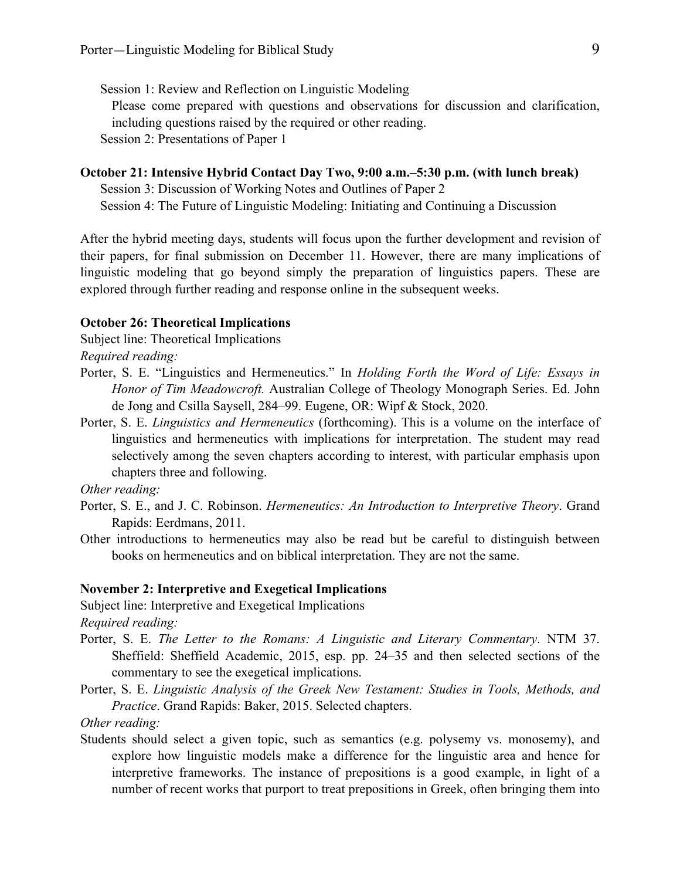Session 1: Review and Reflection on Linguistic Modeling

Please come prepared with questions and observations for discussion and clarification, including questions raised by the required or other reading.

Session 2: Presentations of Paper 1

**October 21: Intensive Hybrid Contact Day Two, 9:00 a.m.–5:30 p.m. (with lunch break)**

Session 3: Discussion of Working Notes and Outlines of Paper 2

Session 4: The Future of Linguistic Modeling: Initiating and Continuing a Discussion

After the hybrid meeting days, students will focus upon the further development and revision of their papers, for final submission on December 11. However, there are many implications of linguistic modeling that go beyond simply the preparation of linguistics papers. These are explored through further reading and response online in the subsequent weeks.

**October 26: Theoretical Implications**

Subject line: Theoretical Implications

*Required reading:*

Porter, S. E. "Linguistics and Hermeneutics." In *Holding Forth the Word of Life: Essays in Honor of Tim Meadowcroft.* Australian College of Theology Monograph Series. Ed. John de Jong and Csilla Saysell, 284–99. Eugene, OR: Wipf & Stock, 2020.

Porter, S. E. *Linguistics and Hermeneutics* (forthcoming). This is a volume on the interface of linguistics and hermeneutics with implications for interpretation. The student may read selectively among the seven chapters according to interest, with particular emphasis upon chapters three and following.

*Other reading:*

Porter, S. E., and J. C. Robinson. *Hermeneutics: An Introduction to Interpretive Theory*. Grand Rapids: Eerdmans, 2011.

Other introductions to hermeneutics may also be read but be careful to distinguish between books on hermeneutics and on biblical interpretation. They are not the same.

**November 2: Interpretive and Exegetical Implications**

Subject line: Interpretive and Exegetical Implications

*Required reading:*

Porter, S. E. *The Letter to the Romans: A Linguistic and Literary Commentary*. NTM 37. Sheffield: Sheffield Academic, 2015, esp. pp. 24–35 and then selected sections of the commentary to see the exegetical implications.

Porter, S. E. *Linguistic Analysis of the Greek New Testament: Studies in Tools, Methods, and Practice*. Grand Rapids: Baker, 2015. Selected chapters.

*Other reading:*

Students should select a given topic, such as semantics (e.g. polysemy vs. monosemy), and explore how linguistic models make a difference for the linguistic area and hence for interpretive frameworks. The instance of prepositions is a good example, in light of a number of recent works that purport to treat prepositions in Greek, often bringing them into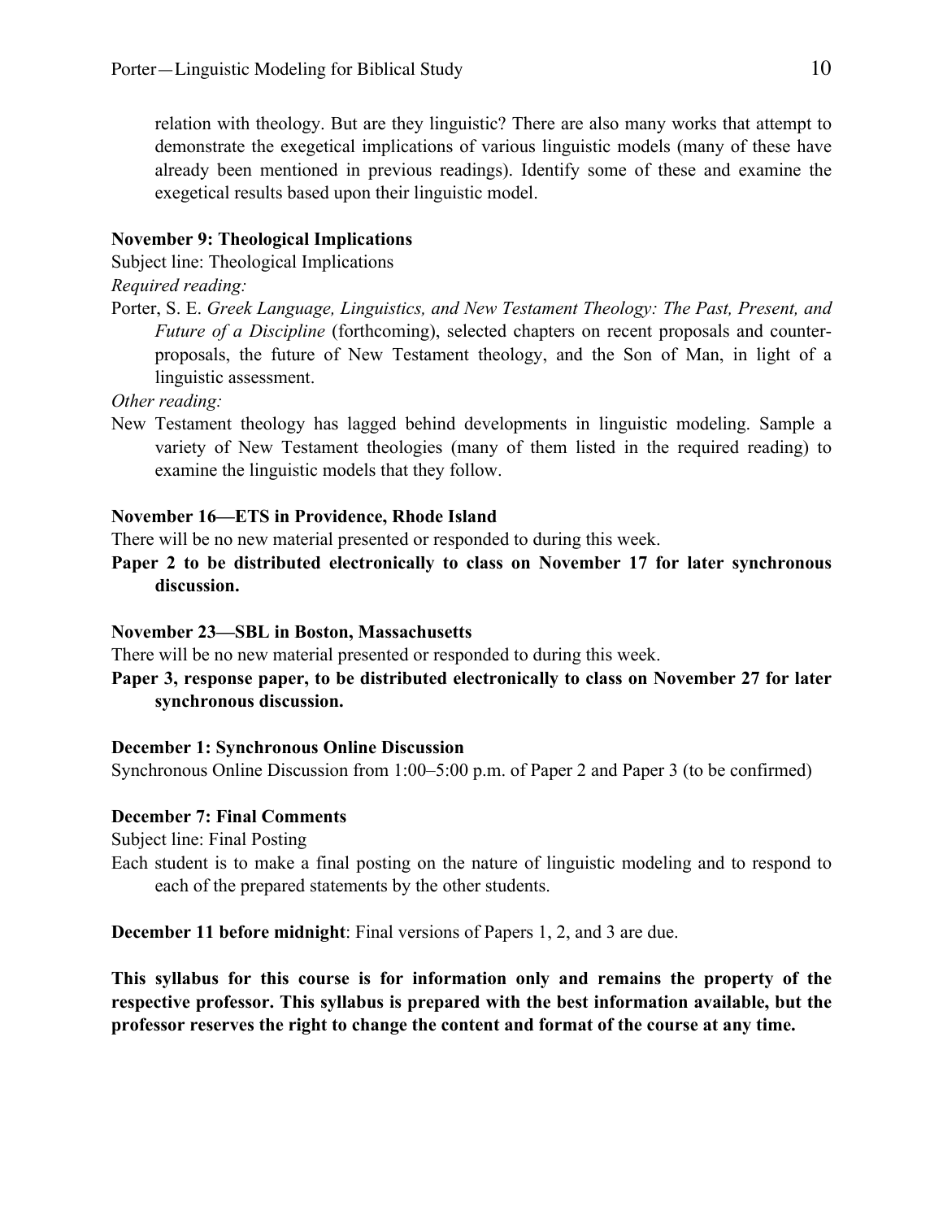relation with theology. But are they linguistic? There are also many works that attempt to demonstrate the exegetical implications of various linguistic models (many of these have already been mentioned in previous readings). Identify some of these and examine the exegetical results based upon their linguistic model.

**November 9: Theological Implications**

Subject line: Theological Implications

*Required reading:*

Porter, S. E. *Greek Language, Linguistics, and New Testament Theology: The Past, Present, and Future of a Discipline* (forthcoming), selected chapters on recent proposals and counter-proposals, the future of New Testament theology, and the Son of Man, in light of a linguistic assessment.

*Other reading:*

New Testament theology has lagged behind developments in linguistic modeling. Sample a variety of New Testament theologies (many of them listed in the required reading) to examine the linguistic models that they follow.

**November 16—ETS in Providence, Rhode Island**

There will be no new material presented or responded to during this week.

**Paper 2 to be distributed electronically to class on November 17 for later synchronous discussion.**

**November 23—SBL in Boston, Massachusetts**

There will be no new material presented or responded to during this week.

**Paper 3, response paper, to be distributed electronically to class on November 27 for later synchronous discussion.**

**December 1: Synchronous Online Discussion**

Synchronous Online Discussion from 1:00–5:00 p.m. of Paper 2 and Paper 3 (to be confirmed)

**December 7: Final Comments**

Subject line: Final Posting

Each student is to make a final posting on the nature of linguistic modeling and to respond to each of the prepared statements by the other students.

**December 11 before midnight**: Final versions of Papers 1, 2, and 3 are due.

**This syllabus for this course is for information only and remains the property of the respective professor. This syllabus is prepared with the best information available, but the professor reserves the right to change the content and format of the course at any time.**